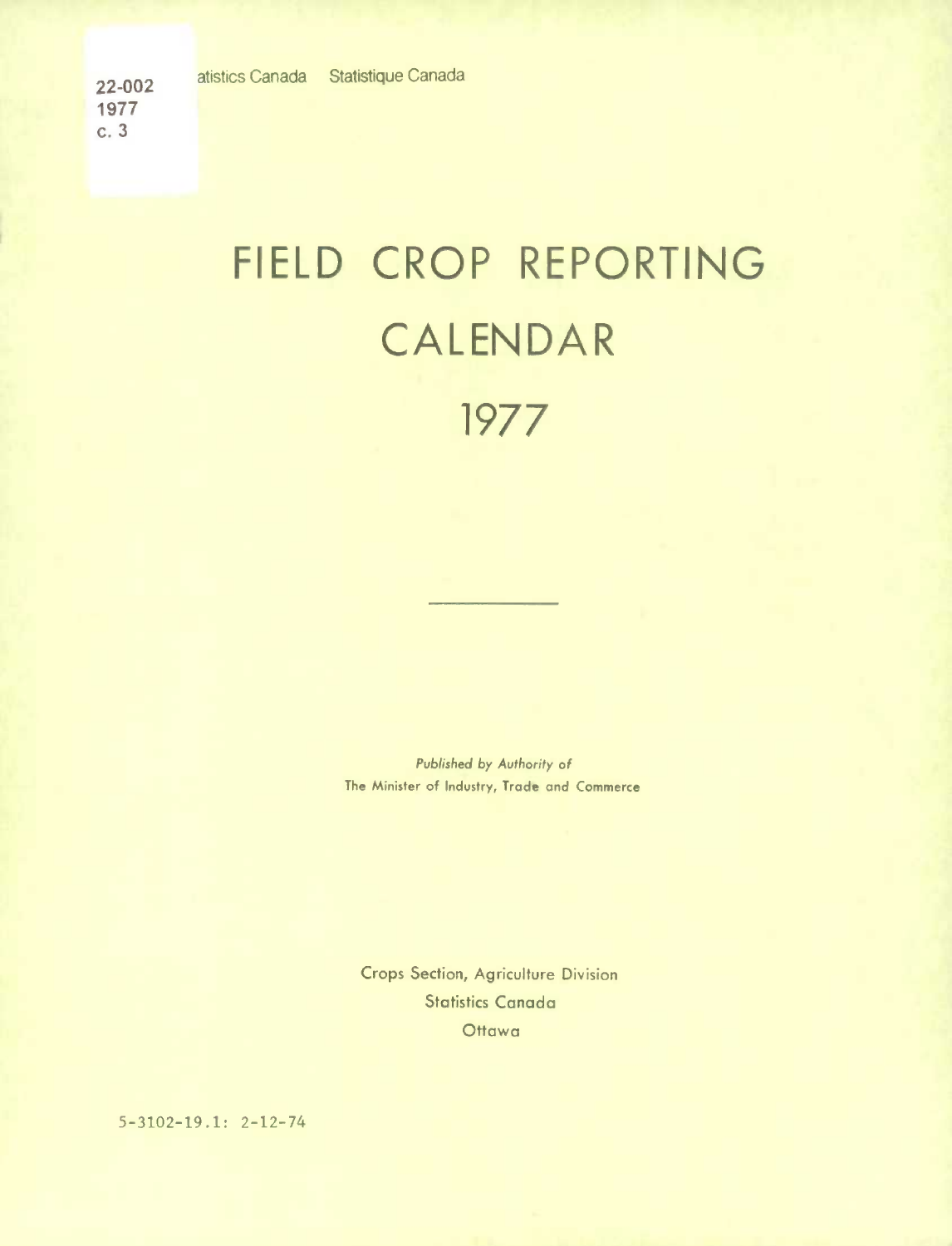22-002
1977
c. 3

Statistics Canada Statistique Canada

# FIELD CROP REPORTING CALENDAR 1977

---

*Published by Authority of*
The Minister of Industry, Trade and Commerce

Crops Section, Agriculture Division
Statistics Canada
Ottawa

5-3102-19.1: 2-12-74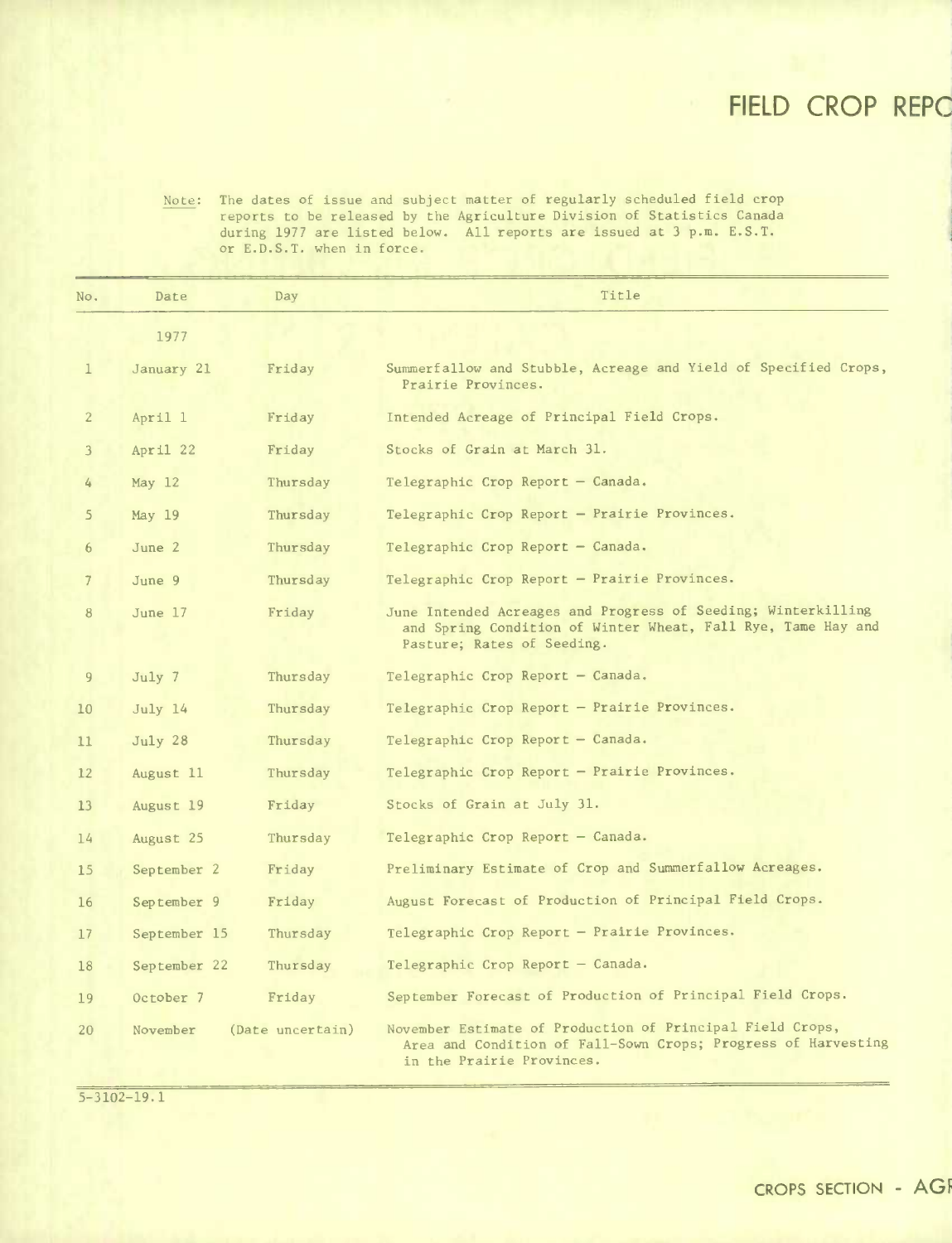# FIELD CROP REPO

Note: The dates of issue and subject matter of regularly scheduled field crop reports to be released by the Agriculture Division of Statistics Canada during 1977 are listed below. All reports are issued at 3 p.m. E.S.T. or E.D.S.T. when in force.

| No. | Date | Day | Title |
|---|---|---|---|
| | 1977 | | |
| 1 | January 21 | Friday | Summerfallow and Stubble, Acreage and Yield of Specified Crops, Prairie Provinces. |
| 2 | April 1 | Friday | Intended Acreage of Principal Field Crops. |
| 3 | April 22 | Friday | Stocks of Grain at March 31. |
| 4 | May 12 | Thursday | Telegraphic Crop Report — Canada. |
| 5 | May 19 | Thursday | Telegraphic Crop Report — Prairie Provinces. |
| 6 | June 2 | Thursday | Telegraphic Crop Report — Canada. |
| 7 | June 9 | Thursday | Telegraphic Crop Report — Prairie Provinces. |
| 8 | June 17 | Friday | June Intended Acreages and Progress of Seeding; Winterkilling and Spring Condition of Winter Wheat, Fall Rye, Tame Hay and Pasture; Rates of Seeding. |
| 9 | July 7 | Thursday | Telegraphic Crop Report — Canada. |
| 10 | July 14 | Thursday | Telegraphic Crop Report — Prairie Provinces. |
| 11 | July 28 | Thursday | Telegraphic Crop Report — Canada. |
| 12 | August 11 | Thursday | Telegraphic Crop Report — Prairie Provinces. |
| 13 | August 19 | Friday | Stocks of Grain at July 31. |
| 14 | August 25 | Thursday | Telegraphic Crop Report — Canada. |
| 15 | September 2 | Friday | Preliminary Estimate of Crop and Summerfallow Acreages. |
| 16 | September 9 | Friday | August Forecast of Production of Principal Field Crops. |
| 17 | September 15 | Thursday | Telegraphic Crop Report — Prairie Provinces. |
| 18 | September 22 | Thursday | Telegraphic Crop Report — Canada. |
| 19 | October 7 | Friday | September Forecast of Production of Principal Field Crops. |
| 20 | November | (Date uncertain) | November Estimate of Production of Principal Field Crops, Area and Condition of Fall-Sown Crops; Progress of Harvesting in the Prairie Provinces. |

5-3102-19.1

CROPS SECTION - AGI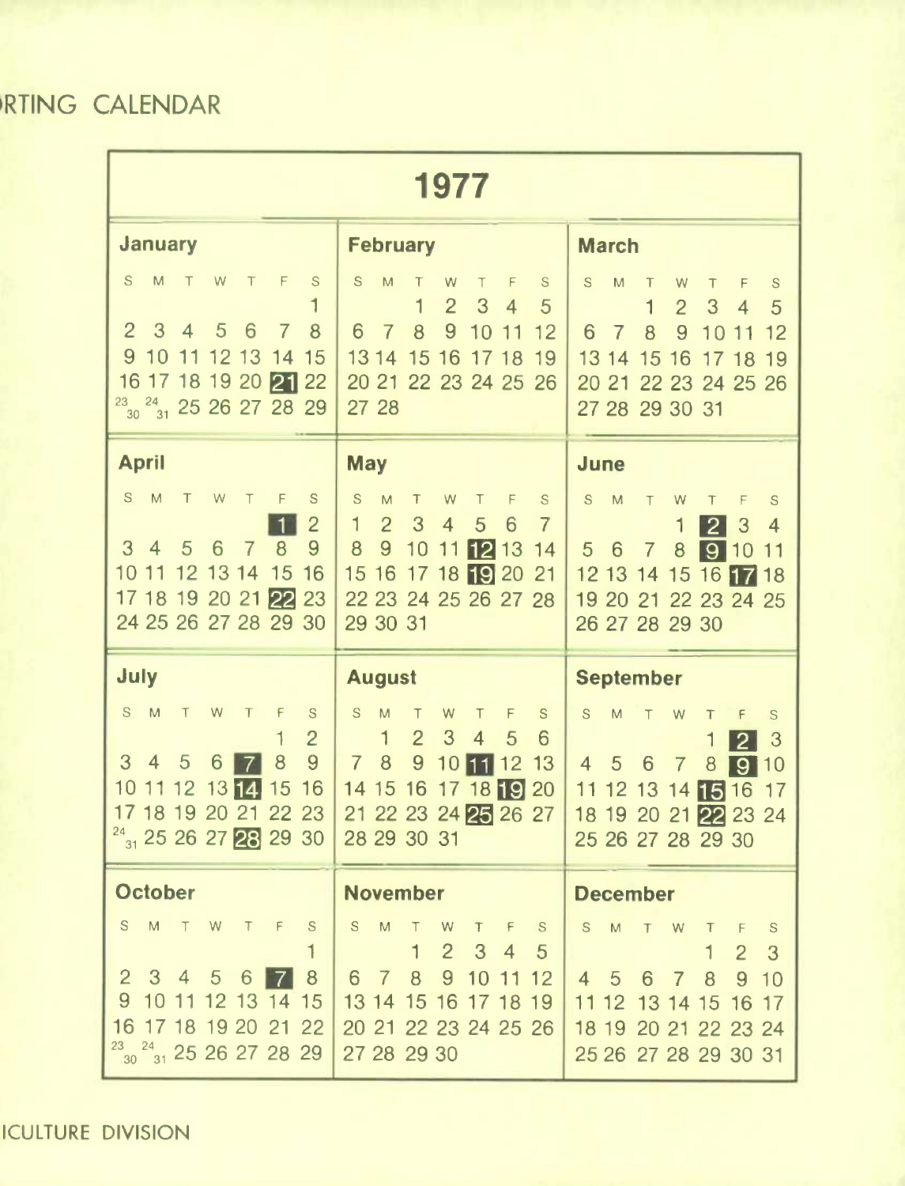# RTING CALENDAR

## 1977

### January

| S | M | T | W | T | F | S |
|---|---|---|---|---|---|---|
| | | | | | | 1 |
| 2 | 3 | 4 | 5 | 6 | 7 | 8 |
| 9 | 10 | 11 | 12 | 13 | 14 | 15 |
| 16 | 17 | 18 | 19 | 20 | **21** | 22 |
| 23/30 | 24/31 | 25 | 26 | 27 | 28 | 29 |

### February

| S | M | T | W | T | F | S |
|---|---|---|---|---|---|---|
| | | 1 | 2 | 3 | 4 | 5 |
| 6 | 7 | 8 | 9 | 10 | 11 | 12 |
| 13 | 14 | 15 | 16 | 17 | 18 | 19 |
| 20 | 21 | 22 | 23 | 24 | 25 | 26 |
| 27 | 28 | | | | | |

### March

| S | M | T | W | T | F | S |
|---|---|---|---|---|---|---|
| | | 1 | 2 | 3 | 4 | 5 |
| 6 | 7 | 8 | 9 | 10 | 11 | 12 |
| 13 | 14 | 15 | 16 | 17 | 18 | 19 |
| 20 | 21 | 22 | 23 | 24 | 25 | 26 |
| 27 | 28 | 29 | 30 | 31 | | |

### April

| S | M | T | W | T | F | S |
|---|---|---|---|---|---|---|
| | | | | | **1** | 2 |
| 3 | 4 | 5 | 6 | 7 | 8 | 9 |
| 10 | 11 | 12 | 13 | 14 | 15 | 16 |
| 17 | 18 | 19 | 20 | 21 | **22** | 23 |
| 24 | 25 | 26 | 27 | 28 | 29 | 30 |

### May

| S | M | T | W | T | F | S |
|---|---|---|---|---|---|---|
| 1 | 2 | 3 | 4 | 5 | 6 | 7 |
| 8 | 9 | 10 | 11 | **12** | 13 | 14 |
| 15 | 16 | 17 | 18 | **19** | 20 | 21 |
| 22 | 23 | 24 | 25 | 26 | 27 | 28 |
| 29 | 30 | 31 | | | | |

### June

| S | M | T | W | T | F | S |
|---|---|---|---|---|---|---|
| | | | 1 | **2** | 3 | 4 |
| 5 | 6 | 7 | 8 | **9** | 10 | 11 |
| 12 | 13 | 14 | 15 | 16 | **17** | 18 |
| 19 | 20 | 21 | 22 | 23 | 24 | 25 |
| 26 | 27 | 28 | 29 | 30 | | |

### July

| S | M | T | W | T | F | S |
|---|---|---|---|---|---|---|
| | | | | | 1 | 2 |
| 3 | 4 | 5 | 6 | **7** | 8 | 9 |
| 10 | 11 | 12 | 13 | **14** | 15 | 16 |
| 17 | 18 | 19 | 20 | 21 | 22 | 23 |
| 24/31 | 25 | 26 | 27 | **28** | 29 | 30 |

### August

| S | M | T | W | T | F | S |
|---|---|---|---|---|---|---|
| | 1 | 2 | 3 | 4 | 5 | 6 |
| 7 | 8 | 9 | 10 | **11** | 12 | 13 |
| 14 | 15 | 16 | 17 | 18 | **19** | 20 |
| 21 | 22 | 23 | 24 | **25** | 26 | 27 |
| 28 | 29 | 30 | 31 | | | |

### September

| S | M | T | W | T | F | S |
|---|---|---|---|---|---|---|
| | | | | 1 | **2** | 3 |
| 4 | 5 | 6 | 7 | 8 | **9** | 10 |
| 11 | 12 | 13 | 14 | **15** | 16 | 17 |
| 18 | 19 | 20 | 21 | **22** | 23 | 24 |
| 25 | 26 | 27 | 28 | 29 | 30 | |

### October

| S | M | T | W | T | F | S |
|---|---|---|---|---|---|---|
| | | | | | | 1 |
| 2 | 3 | 4 | 5 | 6 | **7** | 8 |
| 9 | 10 | 11 | 12 | 13 | 14 | 15 |
| 16 | 17 | 18 | 19 | 20 | 21 | 22 |
| 23/30 | 24/31 | 25 | 26 | 27 | 28 | 29 |

### November

| S | M | T | W | T | F | S |
|---|---|---|---|---|---|---|
| | | 1 | 2 | 3 | 4 | 5 |
| 6 | 7 | 8 | 9 | 10 | 11 | 12 |
| 13 | 14 | 15 | 16 | 17 | 18 | 19 |
| 20 | 21 | 22 | 23 | 24 | 25 | 26 |
| 27 | 28 | 29 | 30 | | | |

### December

| S | M | T | W | T | F | S |
|---|---|---|---|---|---|---|
| | | | | 1 | 2 | 3 |
| 4 | 5 | 6 | 7 | 8 | 9 | 10 |
| 11 | 12 | 13 | 14 | 15 | 16 | 17 |
| 18 | 19 | 20 | 21 | 22 | 23 | 24 |
| 25 | 26 | 27 | 28 | 29 | 30 | 31 |

ICULTURE DIVISION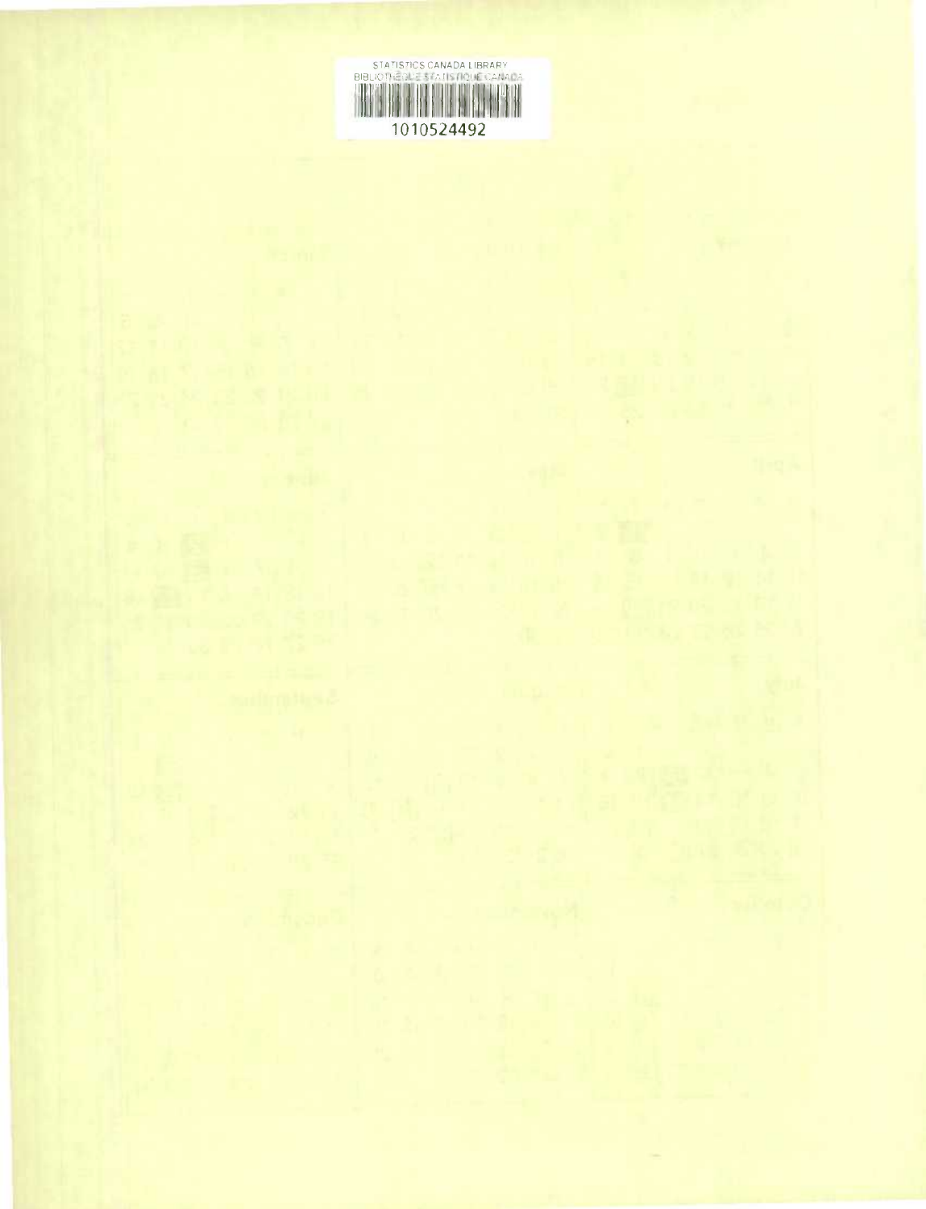STATISTICS CANADA LIBRARY
BIBLIOTHÈQUE STATISTIQUE CANADA

1010524492